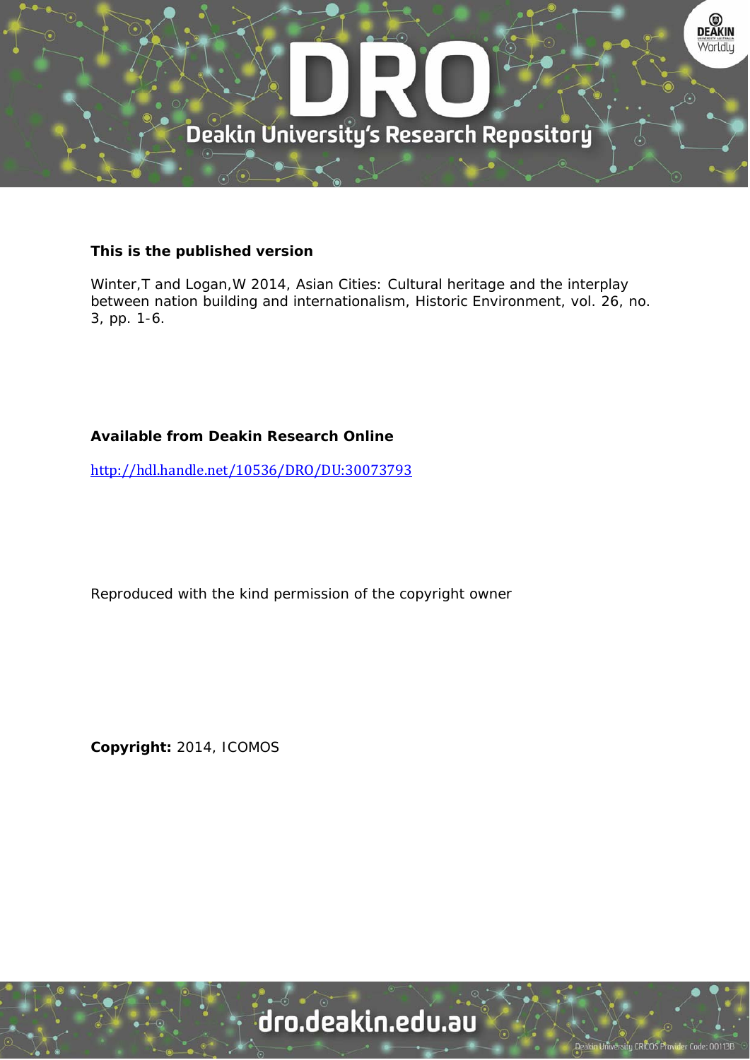**This is the published version**

Winter,T and Logan,W 2014, Asian Cities: Cultural heritage and the interplay between nation building and internationalism, Historic Environment, vol. 26, no. 3, pp. 1-6.

**Available from Deakin Research Online**

http://hdl.handle.net/10536/DRO/DU:30073793

Reproduced with the kind permission of the copyright owner

**Copyright:** 2014, ICOMOS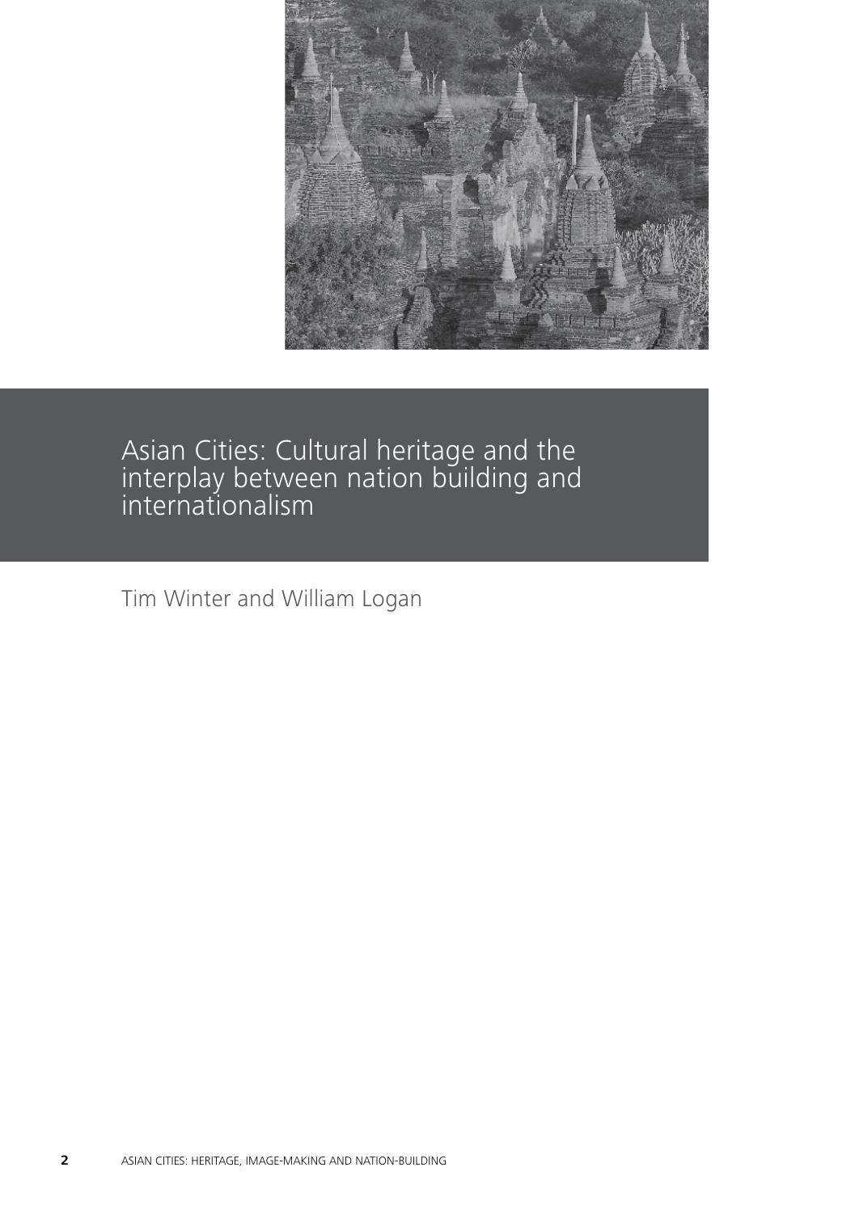# Asian Cities: Cultural heritage and the interplay between nation building and internationalism

Tim Winter and William Logan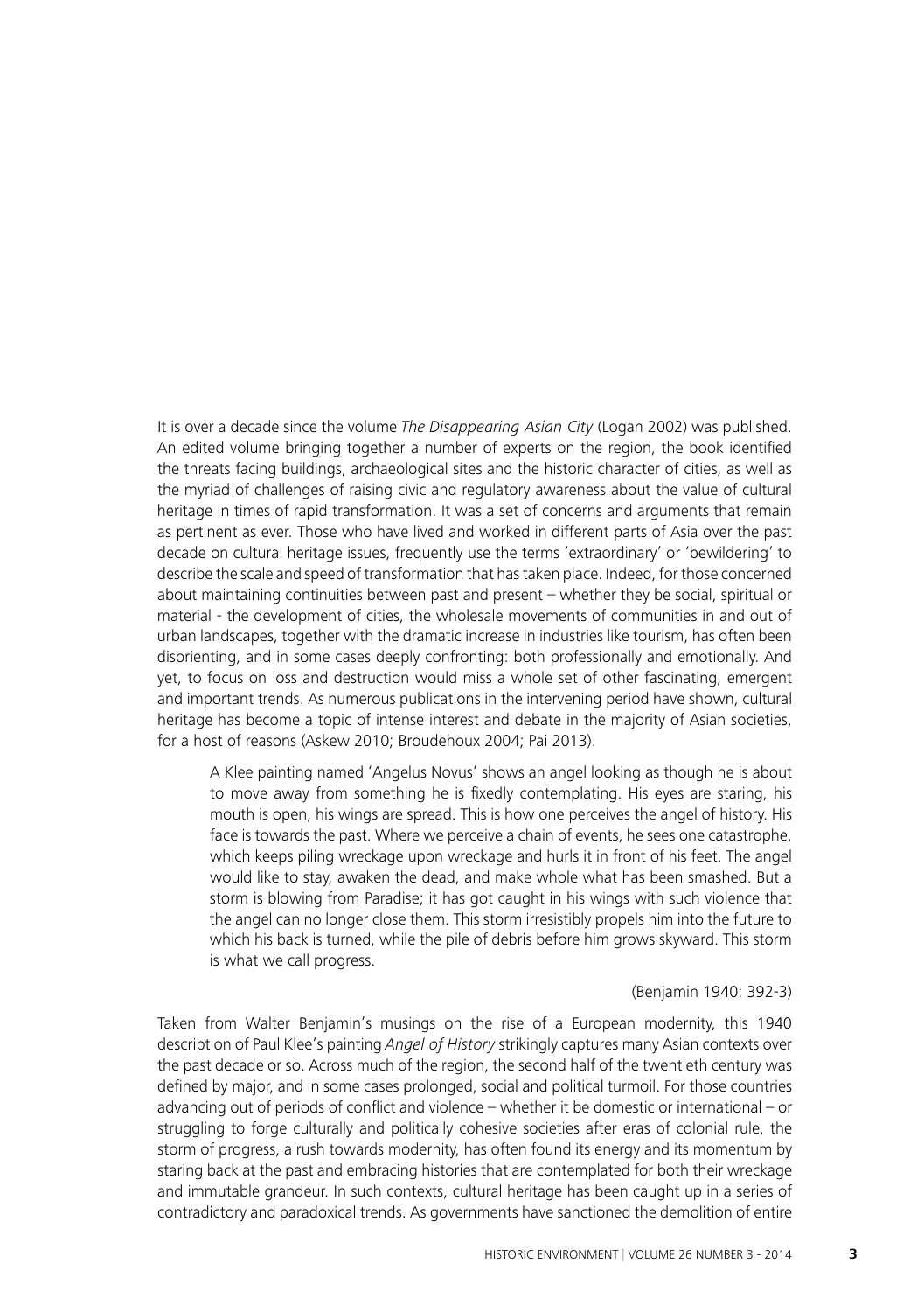It is over a decade since the volume *The Disappearing Asian City* (Logan 2002) was published. An edited volume bringing together a number of experts on the region, the book identified the threats facing buildings, archaeological sites and the historic character of cities, as well as the myriad of challenges of raising civic and regulatory awareness about the value of cultural heritage in times of rapid transformation. It was a set of concerns and arguments that remain as pertinent as ever. Those who have lived and worked in different parts of Asia over the past decade on cultural heritage issues, frequently use the terms 'extraordinary' or 'bewildering' to describe the scale and speed of transformation that has taken place. Indeed, for those concerned about maintaining continuities between past and present – whether they be social, spiritual or material - the development of cities, the wholesale movements of communities in and out of urban landscapes, together with the dramatic increase in industries like tourism, has often been disorienting, and in some cases deeply confronting: both professionally and emotionally. And yet, to focus on loss and destruction would miss a whole set of other fascinating, emergent and important trends. As numerous publications in the intervening period have shown, cultural heritage has become a topic of intense interest and debate in the majority of Asian societies, for a host of reasons (Askew 2010; Broudehoux 2004; Pai 2013).

> A Klee painting named 'Angelus Novus' shows an angel looking as though he is about to move away from something he is fixedly contemplating. His eyes are staring, his mouth is open, his wings are spread. This is how one perceives the angel of history. His face is towards the past. Where we perceive a chain of events, he sees one catastrophe, which keeps piling wreckage upon wreckage and hurls it in front of his feet. The angel would like to stay, awaken the dead, and make whole what has been smashed. But a storm is blowing from Paradise; it has got caught in his wings with such violence that the angel can no longer close them. This storm irresistibly propels him into the future to which his back is turned, while the pile of debris before him grows skyward. This storm is what we call progress.
>
> (Benjamin 1940: 392-3)

Taken from Walter Benjamin's musings on the rise of a European modernity, this 1940 description of Paul Klee's painting *Angel of History* strikingly captures many Asian contexts over the past decade or so. Across much of the region, the second half of the twentieth century was defined by major, and in some cases prolonged, social and political turmoil. For those countries advancing out of periods of conflict and violence – whether it be domestic or international – or struggling to forge culturally and politically cohesive societies after eras of colonial rule, the storm of progress, a rush towards modernity, has often found its energy and its momentum by staring back at the past and embracing histories that are contemplated for both their wreckage and immutable grandeur. In such contexts, cultural heritage has been caught up in a series of contradictory and paradoxical trends. As governments have sanctioned the demolition of entire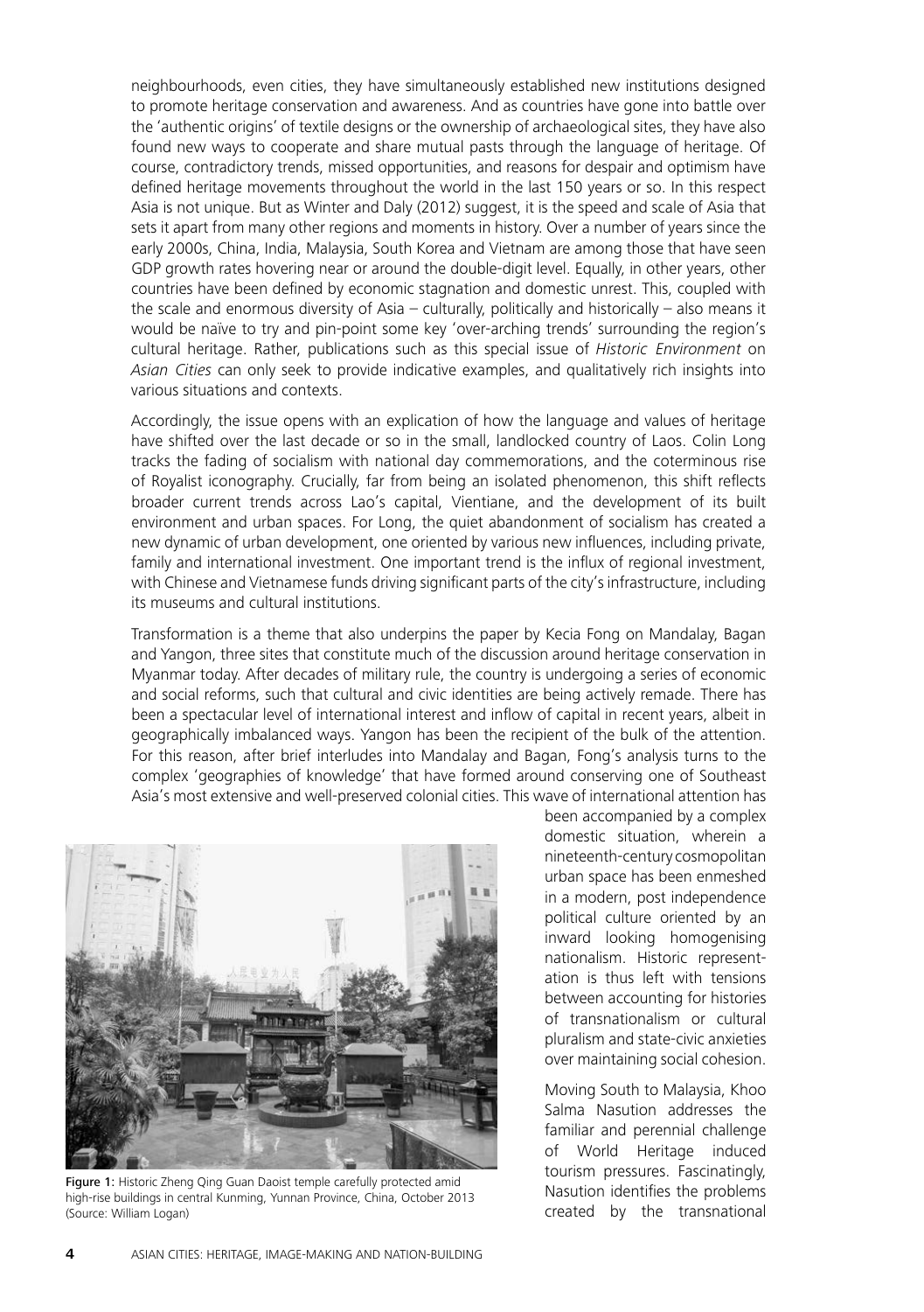neighbourhoods, even cities, they have simultaneously established new institutions designed to promote heritage conservation and awareness. And as countries have gone into battle over the 'authentic origins' of textile designs or the ownership of archaeological sites, they have also found new ways to cooperate and share mutual pasts through the language of heritage. Of course, contradictory trends, missed opportunities, and reasons for despair and optimism have defined heritage movements throughout the world in the last 150 years or so. In this respect Asia is not unique. But as Winter and Daly (2012) suggest, it is the speed and scale of Asia that sets it apart from many other regions and moments in history. Over a number of years since the early 2000s, China, India, Malaysia, South Korea and Vietnam are among those that have seen GDP growth rates hovering near or around the double-digit level. Equally, in other years, other countries have been defined by economic stagnation and domestic unrest. This, coupled with the scale and enormous diversity of Asia – culturally, politically and historically – also means it would be naïve to try and pin-point some key 'over-arching trends' surrounding the region's cultural heritage. Rather, publications such as this special issue of *Historic Environment* on *Asian Cities* can only seek to provide indicative examples, and qualitatively rich insights into various situations and contexts.

Accordingly, the issue opens with an explication of how the language and values of heritage have shifted over the last decade or so in the small, landlocked country of Laos. Colin Long tracks the fading of socialism with national day commemorations, and the coterminous rise of Royalist iconography. Crucially, far from being an isolated phenomenon, this shift reflects broader current trends across Lao's capital, Vientiane, and the development of its built environment and urban spaces. For Long, the quiet abandonment of socialism has created a new dynamic of urban development, one oriented by various new influences, including private, family and international investment. One important trend is the influx of regional investment, with Chinese and Vietnamese funds driving significant parts of the city's infrastructure, including its museums and cultural institutions.

Transformation is a theme that also underpins the paper by Kecia Fong on Mandalay, Bagan and Yangon, three sites that constitute much of the discussion around heritage conservation in Myanmar today. After decades of military rule, the country is undergoing a series of economic and social reforms, such that cultural and civic identities are being actively remade. There has been a spectacular level of international interest and inflow of capital in recent years, albeit in geographically imbalanced ways. Yangon has been the recipient of the bulk of the attention. For this reason, after brief interludes into Mandalay and Bagan, Fong's analysis turns to the complex 'geographies of knowledge' that have formed around conserving one of Southeast Asia's most extensive and well-preserved colonial cities. This wave of international attention has been accompanied by a complex domestic situation, wherein a nineteenth-century cosmopolitan urban space has been enmeshed in a modern, post independence political culture oriented by an inward looking homogenising nationalism. Historic representation is thus left with tensions between accounting for histories of transnationalism or cultural pluralism and state-civic anxieties over maintaining social cohesion.

**Figure 1:** Historic Zheng Qing Guan Daoist temple carefully protected amid high-rise buildings in central Kunming, Yunnan Province, China, October 2013 (Source: William Logan)

Moving South to Malaysia, Khoo Salma Nasution addresses the familiar and perennial challenge of World Heritage induced tourism pressures. Fascinatingly, Nasution identifies the problems created by the transnational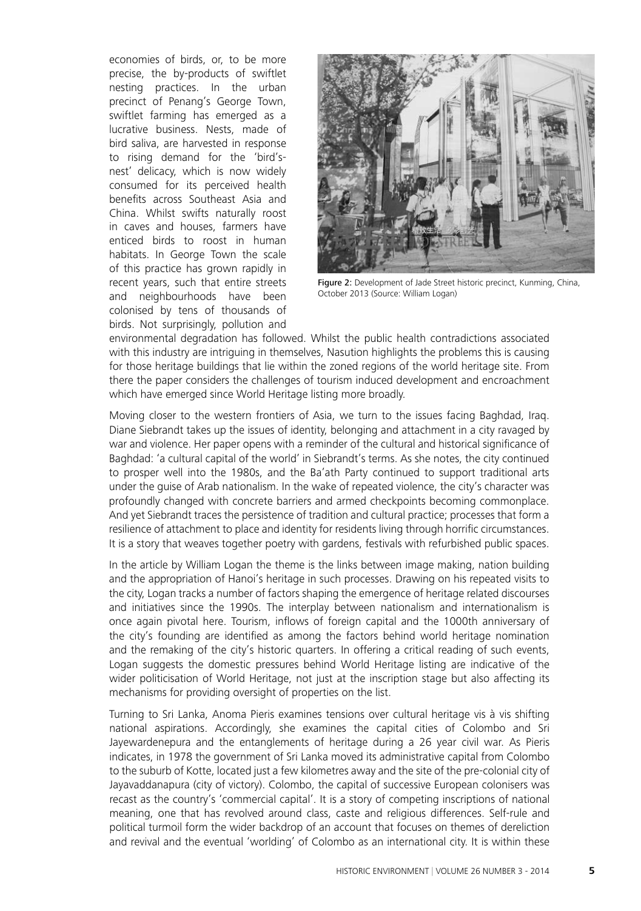economies of birds, or, to be more precise, the by-products of swiftlet nesting practices. In the urban precinct of Penang's George Town, swiftlet farming has emerged as a lucrative business. Nests, made of bird saliva, are harvested in response to rising demand for the 'bird's-nest' delicacy, which is now widely consumed for its perceived health benefits across Southeast Asia and China. Whilst swifts naturally roost in caves and houses, farmers have enticed birds to roost in human habitats. In George Town the scale of this practice has grown rapidly in recent years, such that entire streets and neighbourhoods have been colonised by tens of thousands of birds. Not surprisingly, pollution and environmental degradation has followed. Whilst the public health contradictions associated with this industry are intriguing in themselves, Nasution highlights the problems this is causing for those heritage buildings that lie within the zoned regions of the world heritage site. From there the paper considers the challenges of tourism induced development and encroachment which have emerged since World Heritage listing more broadly.

**Figure 2:** Development of Jade Street historic precinct, Kunming, China, October 2013 (Source: William Logan)

Moving closer to the western frontiers of Asia, we turn to the issues facing Baghdad, Iraq. Diane Siebrandt takes up the issues of identity, belonging and attachment in a city ravaged by war and violence. Her paper opens with a reminder of the cultural and historical significance of Baghdad: 'a cultural capital of the world' in Siebrandt's terms. As she notes, the city continued to prosper well into the 1980s, and the Ba'ath Party continued to support traditional arts under the guise of Arab nationalism. In the wake of repeated violence, the city's character was profoundly changed with concrete barriers and armed checkpoints becoming commonplace. And yet Siebrandt traces the persistence of tradition and cultural practice; processes that form a resilience of attachment to place and identity for residents living through horrific circumstances. It is a story that weaves together poetry with gardens, festivals with refurbished public spaces.

In the article by William Logan the theme is the links between image making, nation building and the appropriation of Hanoi's heritage in such processes. Drawing on his repeated visits to the city, Logan tracks a number of factors shaping the emergence of heritage related discourses and initiatives since the 1990s. The interplay between nationalism and internationalism is once again pivotal here. Tourism, inflows of foreign capital and the 1000th anniversary of the city's founding are identified as among the factors behind world heritage nomination and the remaking of the city's historic quarters. In offering a critical reading of such events, Logan suggests the domestic pressures behind World Heritage listing are indicative of the wider politicisation of World Heritage, not just at the inscription stage but also affecting its mechanisms for providing oversight of properties on the list.

Turning to Sri Lanka, Anoma Pieris examines tensions over cultural heritage vis à vis shifting national aspirations. Accordingly, she examines the capital cities of Colombo and Sri Jayewardenepura and the entanglements of heritage during a 26 year civil war. As Pieris indicates, in 1978 the government of Sri Lanka moved its administrative capital from Colombo to the suburb of Kotte, located just a few kilometres away and the site of the pre-colonial city of Jayavaddanapura (city of victory). Colombo, the capital of successive European colonisers was recast as the country's 'commercial capital'. It is a story of competing inscriptions of national meaning, one that has revolved around class, caste and religious differences. Self-rule and political turmoil form the wider backdrop of an account that focuses on themes of dereliction and revival and the eventual 'worlding' of Colombo as an international city. It is within these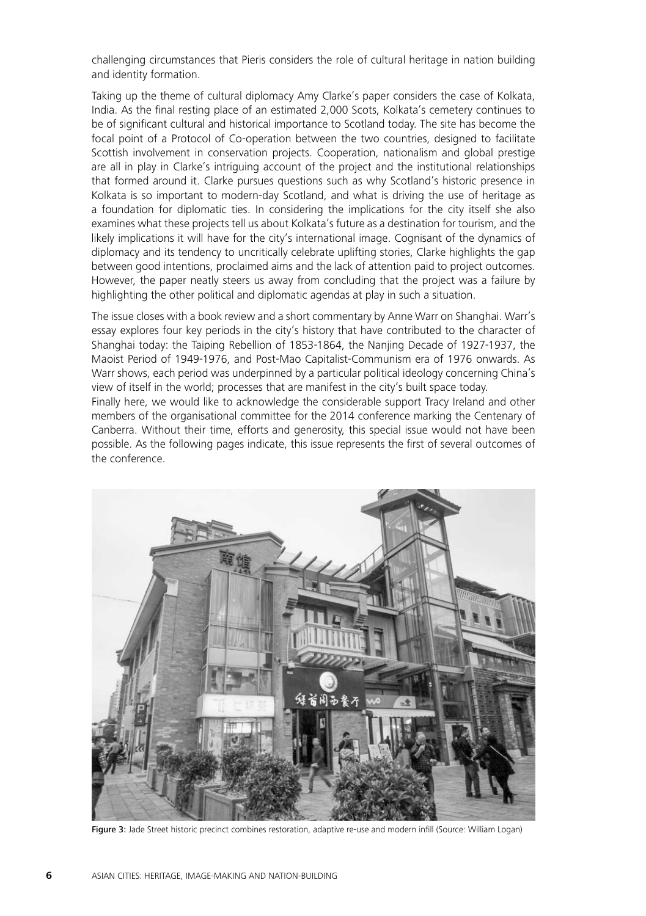challenging circumstances that Pieris considers the role of cultural heritage in nation building and identity formation.

Taking up the theme of cultural diplomacy Amy Clarke's paper considers the case of Kolkata, India. As the final resting place of an estimated 2,000 Scots, Kolkata's cemetery continues to be of significant cultural and historical importance to Scotland today. The site has become the focal point of a Protocol of Co-operation between the two countries, designed to facilitate Scottish involvement in conservation projects. Cooperation, nationalism and global prestige are all in play in Clarke's intriguing account of the project and the institutional relationships that formed around it. Clarke pursues questions such as why Scotland's historic presence in Kolkata is so important to modern-day Scotland, and what is driving the use of heritage as a foundation for diplomatic ties. In considering the implications for the city itself she also examines what these projects tell us about Kolkata's future as a destination for tourism, and the likely implications it will have for the city's international image. Cognisant of the dynamics of diplomacy and its tendency to uncritically celebrate uplifting stories, Clarke highlights the gap between good intentions, proclaimed aims and the lack of attention paid to project outcomes. However, the paper neatly steers us away from concluding that the project was a failure by highlighting the other political and diplomatic agendas at play in such a situation.

The issue closes with a book review and a short commentary by Anne Warr on Shanghai. Warr's essay explores four key periods in the city's history that have contributed to the character of Shanghai today: the Taiping Rebellion of 1853-1864, the Nanjing Decade of 1927-1937, the Maoist Period of 1949-1976, and Post-Mao Capitalist-Communism era of 1976 onwards. As Warr shows, each period was underpinned by a particular political ideology concerning China's view of itself in the world; processes that are manifest in the city's built space today.

Finally here, we would like to acknowledge the considerable support Tracy Ireland and other members of the organisational committee for the 2014 conference marking the Centenary of Canberra. Without their time, efforts and generosity, this special issue would not have been possible. As the following pages indicate, this issue represents the first of several outcomes of the conference.

**Figure 3:** Jade Street historic precinct combines restoration, adaptive re-use and modern infill (Source: William Logan)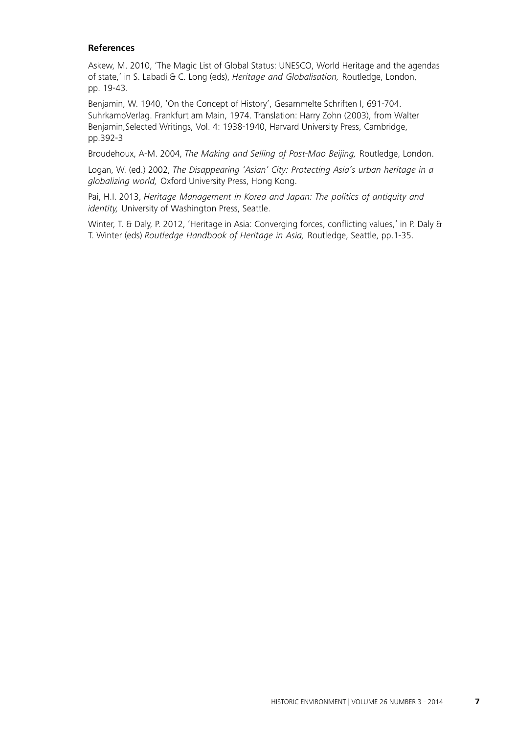**References**

Askew, M. 2010, 'The Magic List of Global Status: UNESCO, World Heritage and the agendas of state,' in S. Labadi & C. Long (eds), *Heritage and Globalisation,* Routledge, London, pp. 19-43.

Benjamin, W. 1940, 'On the Concept of History', Gesammelte Schriften I, 691-704. SuhrkampVerlag. Frankfurt am Main, 1974. Translation: Harry Zohn (2003), from Walter Benjamin,Selected Writings, Vol. 4: 1938-1940, Harvard University Press, Cambridge, pp.392-3

Broudehoux, A-M. 2004, *The Making and Selling of Post-Mao Beijing,* Routledge, London.

Logan, W. (ed.) 2002, *The Disappearing 'Asian' City: Protecting Asia's urban heritage in a globalizing world,* Oxford University Press, Hong Kong.

Pai, H.I. 2013, *Heritage Management in Korea and Japan: The politics of antiquity and identity,* University of Washington Press, Seattle.

Winter, T. & Daly, P. 2012, 'Heritage in Asia: Converging forces, conflicting values,' in P. Daly & T. Winter (eds) *Routledge Handbook of Heritage in Asia,* Routledge, Seattle, pp.1-35.